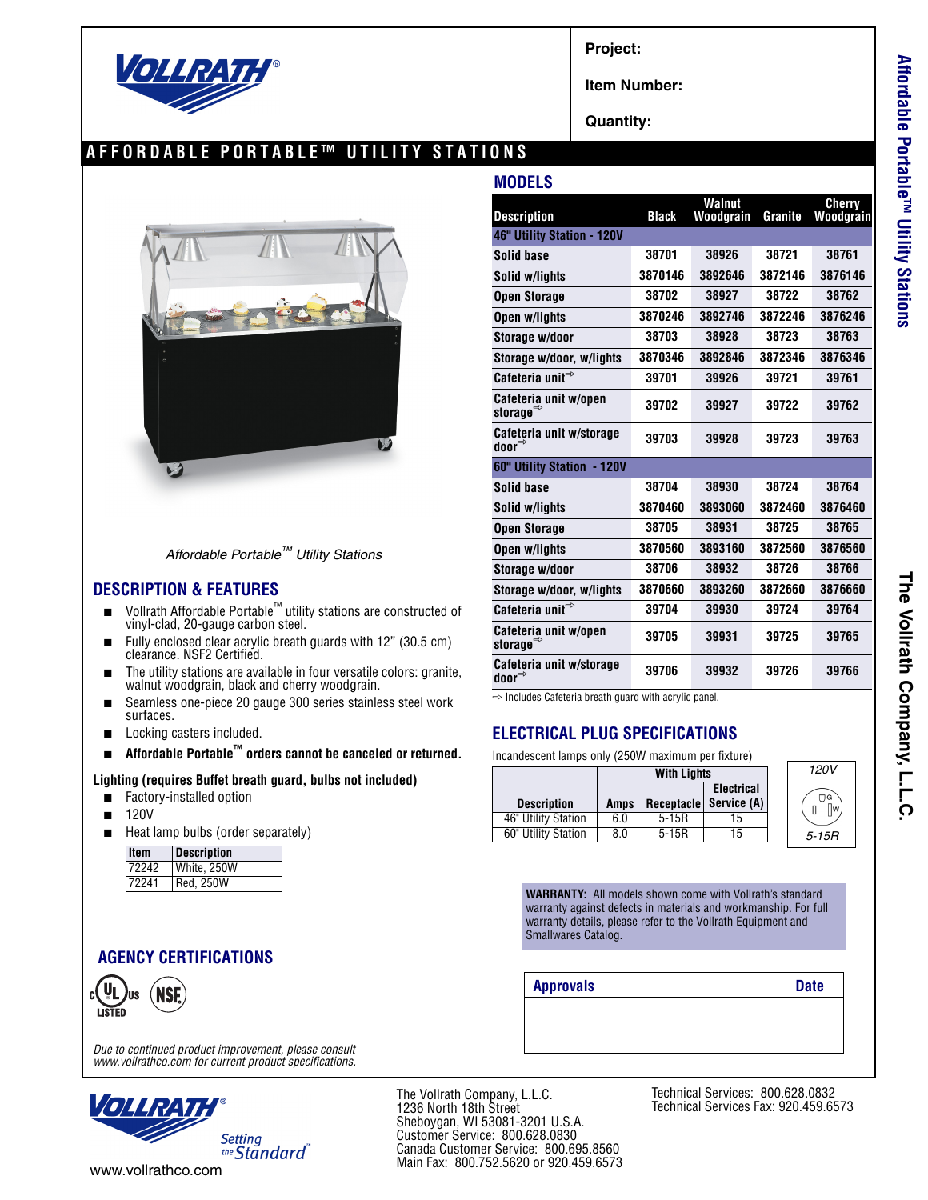Project:

Item Number:

Quantity:

# AFFORDABLE PORTABLE™ UTILITY STATIONS

*Affordable Portable™ Utility Stations*

## DESCRIPTION & FEATURES

- Vollrath Affordable Portable™ utility stations are constructed of vinyl-clad, 20-gauge carbon steel.
- Fully enclosed clear acrylic breath guards with 12" (30.5 cm) clearance. NSF2 Certified.
- The utility stations are available in four versatile colors: granite, walnut woodgrain, black and cherry woodgrain.
- Seamless one-piece 20 gauge 300 series stainless steel work surfaces.
- Locking casters included.
- **Affordable Portable™ orders cannot be canceled or returned.**

**Lighting (requires Buffet breath guard, bulbs not included)**

- Factory-installed option
- 120V
- Heat lamp bulbs (order separately)

| Item | Description |
|---|---|
| 72242 | White, 250W |
| 72241 | Red, 250W |

## AGENCY CERTIFICATIONS

cULus LISTED, NSF

*Due to continued product improvement, please consult www.vollrathco.com for current product specifications.*

## MODELS

| Description | Black | Walnut Woodgrain | Granite | Cherry Woodgrain |
|---|---|---|---|---|
| **46" Utility Station - 120V** | | | | |
| Solid base | 38701 | 38926 | 38721 | 38761 |
| Solid w/lights | 3870146 | 3892646 | 3872146 | 3876146 |
| Open Storage | 38702 | 38927 | 38722 | 38762 |
| Open w/lights | 3870246 | 3892746 | 3872246 | 3876246 |
| Storage w/door | 38703 | 38928 | 38723 | 38763 |
| Storage w/door, w/lights | 3870346 | 3892846 | 3872346 | 3876346 |
| Cafeteria unit⇨ | 39701 | 39926 | 39721 | 39761 |
| Cafeteria unit w/open storage⇨ | 39702 | 39927 | 39722 | 39762 |
| Cafeteria unit w/storage door⇨ | 39703 | 39928 | 39723 | 39763 |
| **60" Utility Station - 120V** | | | | |
| Solid base | 38704 | 38930 | 38724 | 38764 |
| Solid w/lights | 3870460 | 3893060 | 3872460 | 3876460 |
| Open Storage | 38705 | 38931 | 38725 | 38765 |
| Open w/lights | 3870560 | 3893160 | 3872560 | 3876560 |
| Storage w/door | 38706 | 38932 | 38726 | 38766 |
| Storage w/door, w/lights | 3870660 | 3893260 | 3872660 | 3876660 |
| Cafeteria unit⇨ | 39704 | 39930 | 39724 | 39764 |
| Cafeteria unit w/open storage⇨ | 39705 | 39931 | 39725 | 39765 |
| Cafeteria unit w/storage door⇨ | 39706 | 39932 | 39726 | 39766 |

⇨ Includes Cafeteria breath guard with acrylic panel.

## ELECTRICAL PLUG SPECIFICATIONS

Incandescent lamps only (250W maximum per fixture)

| Description | With Lights | | |
|---|---|---|---|
| | Amps | Receptacle | Electrical Service (A) |
| 46" Utility Station | 6.0 | 5-15R | 15 |
| 60" Utility Station | 8.0 | 5-15R | 15 |

120V 5-15R

**WARRANTY:** All models shown come with Vollrath's standard warranty against defects in materials and workmanship. For full warranty details, please refer to the Vollrath Equipment and Smallwares Catalog.

| Approvals | Date |
|---|---|
| | |

Setting the Standard

www.vollrathco.com

The Vollrath Company, L.L.C.
1236 North 18th Street
Sheboygan, WI 53081-3201 U.S.A.
Customer Service: 800.628.0830
Canada Customer Service: 800.695.8560
Main Fax: 800.752.5620 or 920.459.6573

Technical Services: 800.628.0832
Technical Services Fax: 920.459.6573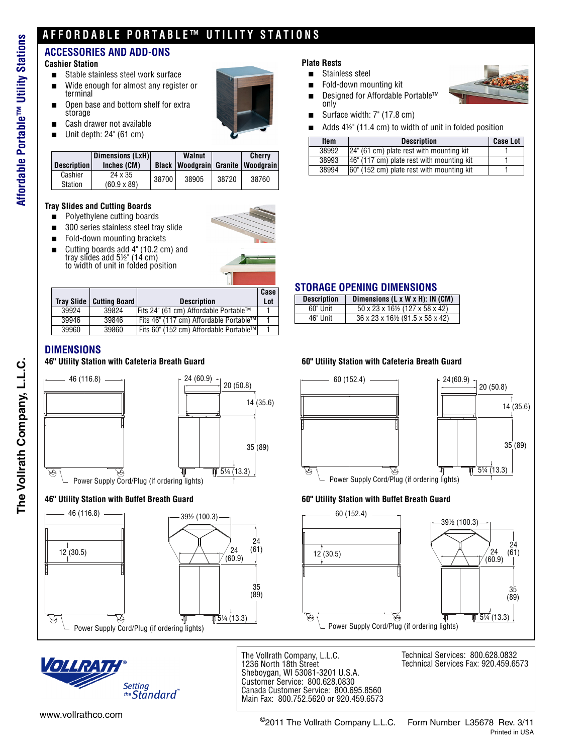# AFFORDABLE PORTABLE™ UTILITY STATIONS

## ACCESSORIES AND ADD-ONS

### Cashier Station

- Stable stainless steel work surface
- Wide enough for almost any register or terminal
- Open base and bottom shelf for extra storage
- Cash drawer not available
- Unit depth: 24" (61 cm)

| Description | Dimensions (LxH) Inches (CM) | Black | Walnut Woodgrain | Granite | Cherry Woodgrain |
|---|---|---|---|---|---|
| Cashier Station | 24 x 35 (60.9 x 89) | 38700 | 38905 | 38720 | 38760 |

### Tray Slides and Cutting Boards

- Polyethylene cutting boards
- 300 series stainless steel tray slide
- Fold-down mounting brackets
- Cutting boards add 4" (10.2 cm) and tray slides add 5½" (14 cm) to width of unit in folded position

| Tray Slide | Cutting Board | Description | Case Lot |
|---|---|---|---|
| 39924 | 39824 | Fits 24" (61 cm) Affordable Portable™ | 1 |
| 39946 | 39846 | Fits 46" (117 cm) Affordable Portable™ | 1 |
| 39960 | 39860 | Fits 60" (152 cm) Affordable Portable™ | 1 |

### Plate Rests

- Stainless steel
- Fold-down mounting kit
- Designed for Affordable Portable™ only
- Surface width: 7" (17.8 cm)
- Adds 4½" (11.4 cm) to width of unit in folded position

| Item | Description | Case Lot |
|---|---|---|
| 38992 | 24" (61 cm) plate rest with mounting kit | 1 |
| 38993 | 46" (117 cm) plate rest with mounting kit | 1 |
| 38994 | 60" (152 cm) plate rest with mounting kit | 1 |

## STORAGE OPENING DIMENSIONS

| Description | Dimensions (L x W x H): IN (CM) |
|---|---|
| 60" Unit | 50 x 23 x 16½ (127 x 58 x 42) |
| 46" Unit | 36 x 23 x 16½ (91.5 x 58 x 42) |

## DIMENSIONS

### 46" Utility Station with Cafeteria Breath Guard

46 (116.8)
24 (60.9)
20 (50.8)
14 (35.6)
35 (89)
5¼ (13.3)
Power Supply Cord/Plug (if ordering lights)

### 60" Utility Station with Cafeteria Breath Guard

60 (152.4)
24 (60.9)
20 (50.8)
14 (35.6)
35 (89)
5¼ (13.3)
Power Supply Cord/Plug (if ordering lights)

### 46" Utility Station with Buffet Breath Guard

46 (116.8)
12 (30.5)
39½ (100.3)
24 (60.9)
24 (61)
35 (89)
5¼ (13.3)
Power Supply Cord/Plug (if ordering lights)

### 60" Utility Station with Buffet Breath Guard

60 (152.4)
12 (30.5)
39½ (100.3)
24 (60.9)
24 (61)
35 (89)
5¼ (13.3)
Power Supply Cord/Plug (if ordering lights)

VOLLRATH® Setting the Standard™

www.vollrathco.com

The Vollrath Company, L.L.C.
1236 North 18th Street
Sheboygan, WI 53081-3201 U.S.A.
Customer Service: 800.628.0830
Canada Customer Service: 800.695.8560
Main Fax: 800.752.5620 or 920.459.6573

Technical Services: 800.628.0832
Technical Services Fax: 920.459.6573

©2011 The Vollrath Company L.L.C. Form Number L35678 Rev. 3/11
Printed in USA